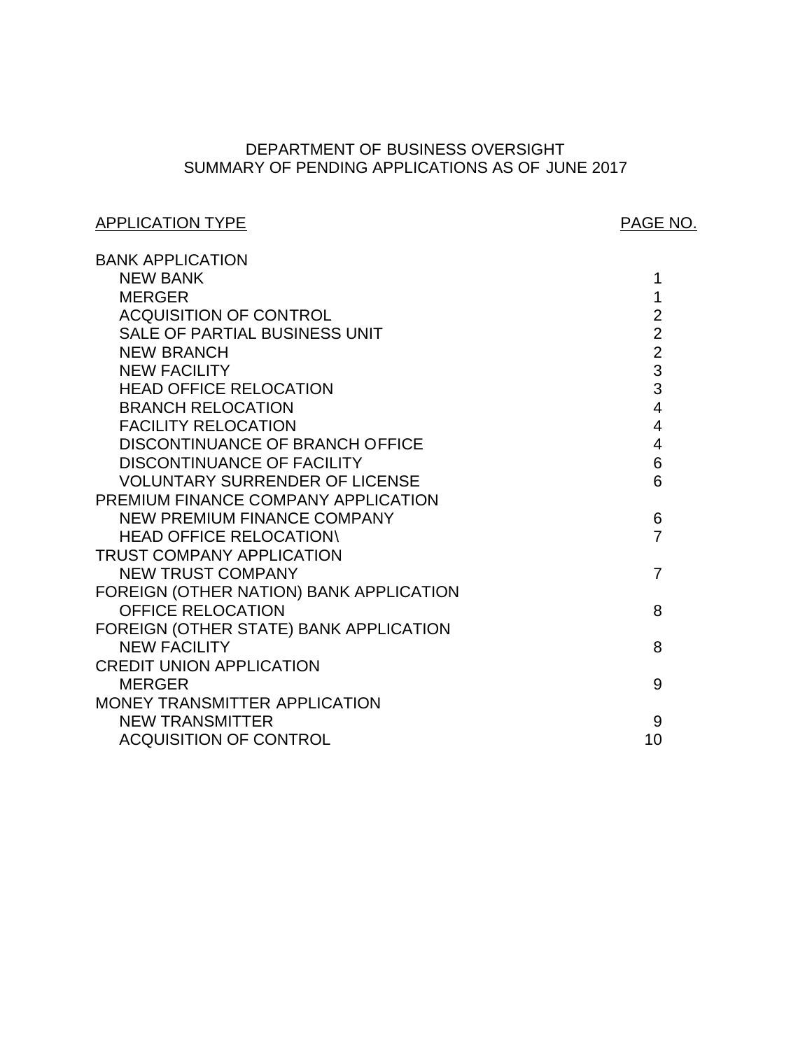# DEPARTMENT OF BUSINESS OVERSIGHT
## SUMMARY OF PENDING APPLICATIONS AS OF JUNE 2017

| APPLICATION TYPE | PAGE NO. |
| --- | --- |
| BANK APPLICATION | |
| NEW BANK | 1 |
| MERGER | 1 |
| ACQUISITION OF CONTROL | 2 |
| SALE OF PARTIAL BUSINESS UNIT | 2 |
| NEW BRANCH | 2 |
| NEW FACILITY | 3 |
| HEAD OFFICE RELOCATION | 3 |
| BRANCH RELOCATION | 4 |
| FACILITY RELOCATION | 4 |
| DISCONTINUANCE OF BRANCH OFFICE | 4 |
| DISCONTINUANCE OF FACILITY | 6 |
| VOLUNTARY SURRENDER OF LICENSE | 6 |
| PREMIUM FINANCE COMPANY APPLICATION | |
| NEW PREMIUM FINANCE COMPANY | 6 |
| HEAD OFFICE RELOCATION\ | 7 |
| TRUST COMPANY APPLICATION | |
| NEW TRUST COMPANY | 7 |
| FOREIGN (OTHER NATION) BANK APPLICATION | |
| OFFICE RELOCATION | 8 |
| FOREIGN (OTHER STATE) BANK APPLICATION | |
| NEW FACILITY | 8 |
| CREDIT UNION APPLICATION | |
| MERGER | 9 |
| MONEY TRANSMITTER APPLICATION | |
| NEW TRANSMITTER | 9 |
| ACQUISITION OF CONTROL | 10 |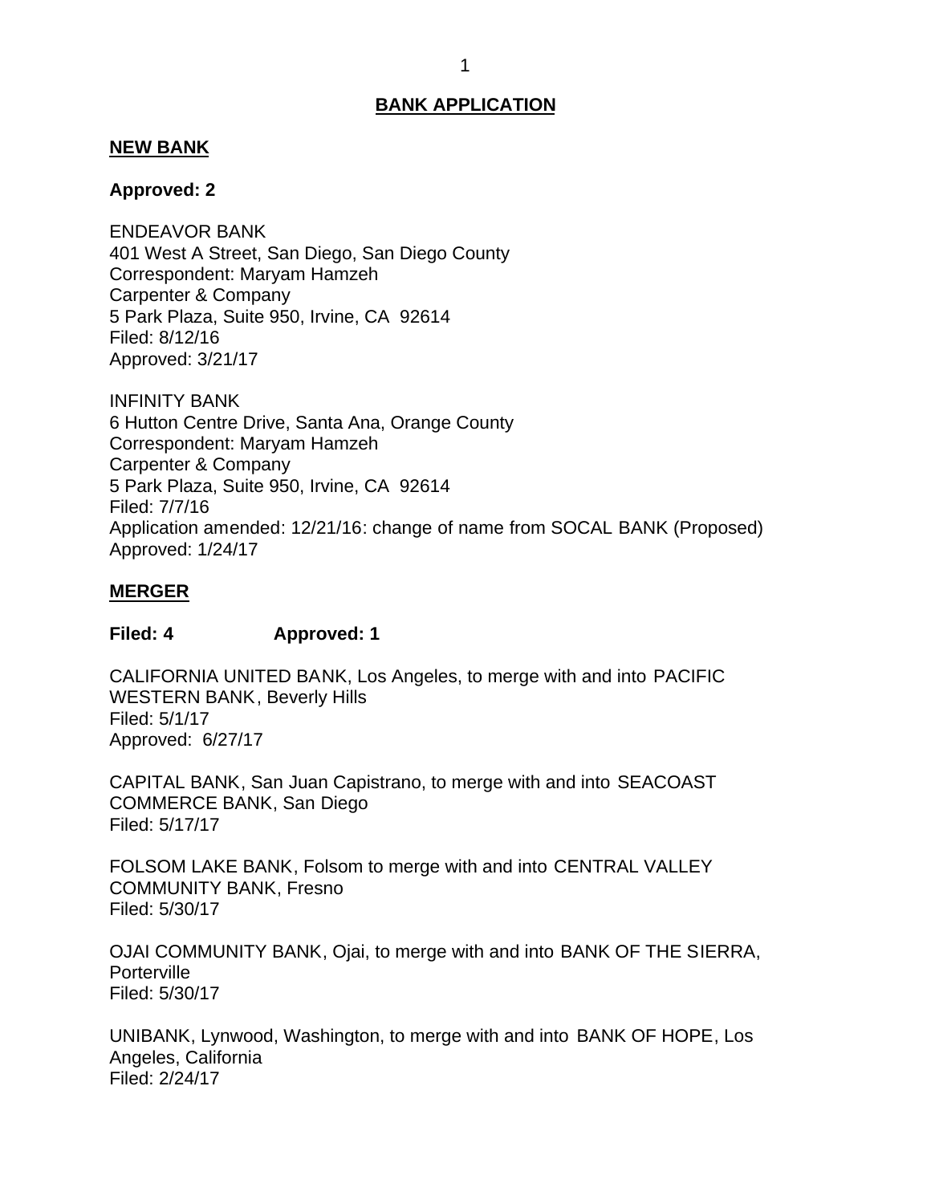# BANK APPLICATION

## NEW BANK

**Approved: 2**

ENDEAVOR BANK
401 West A Street, San Diego, San Diego County
Correspondent: Maryam Hamzeh
Carpenter & Company
5 Park Plaza, Suite 950, Irvine, CA 92614
Filed: 8/12/16
Approved: 3/21/17

INFINITY BANK
6 Hutton Centre Drive, Santa Ana, Orange County
Correspondent: Maryam Hamzeh
Carpenter & Company
5 Park Plaza, Suite 950, Irvine, CA 92614
Filed: 7/7/16
Application amended: 12/21/16: change of name from SOCAL BANK (Proposed)
Approved: 1/24/17

## MERGER

**Filed: 4 Approved: 1**

CALIFORNIA UNITED BANK, Los Angeles, to merge with and into PACIFIC WESTERN BANK, Beverly Hills
Filed: 5/1/17
Approved: 6/27/17

CAPITAL BANK, San Juan Capistrano, to merge with and into SEACOAST COMMERCE BANK, San Diego
Filed: 5/17/17

FOLSOM LAKE BANK, Folsom to merge with and into CENTRAL VALLEY COMMUNITY BANK, Fresno
Filed: 5/30/17

OJAI COMMUNITY BANK, Ojai, to merge with and into BANK OF THE SIERRA, Porterville
Filed: 5/30/17

UNIBANK, Lynwood, Washington, to merge with and into BANK OF HOPE, Los Angeles, California
Filed: 2/24/17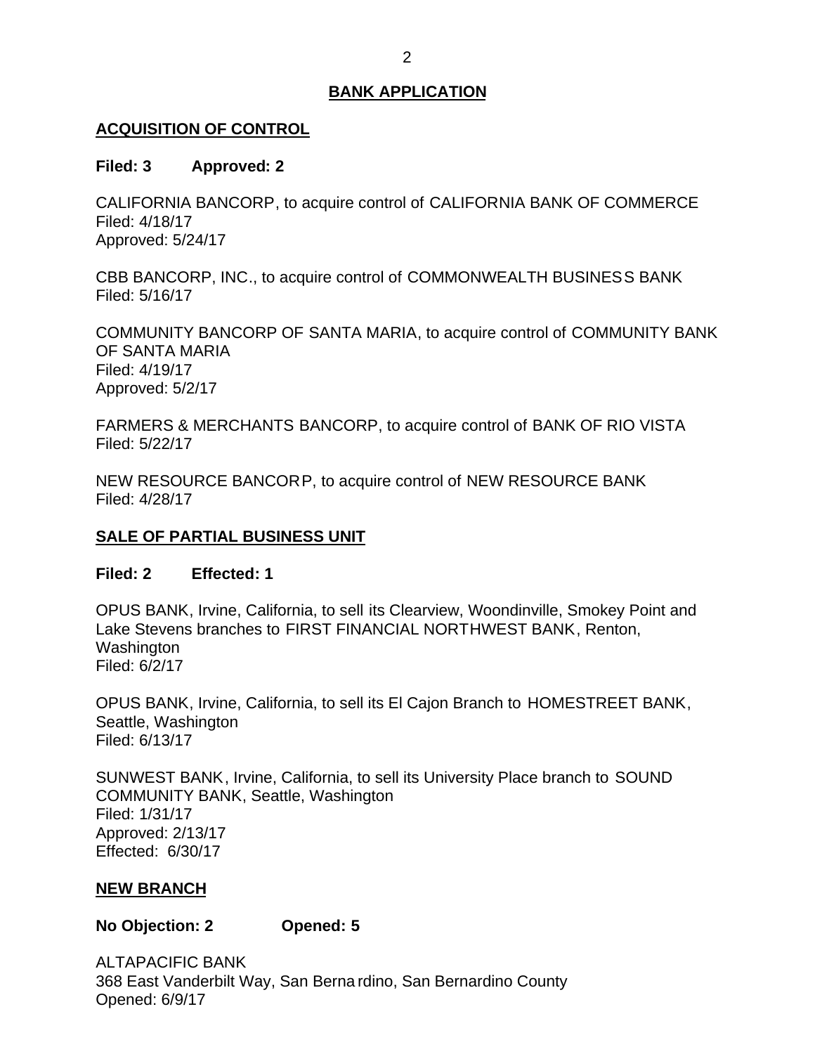## BANK APPLICATION

### ACQUISITION OF CONTROL

**Filed: 3 Approved: 2**

CALIFORNIA BANCORP, to acquire control of CALIFORNIA BANK OF COMMERCE
Filed: 4/18/17
Approved: 5/24/17

CBB BANCORP, INC., to acquire control of COMMONWEALTH BUSINESS BANK
Filed: 5/16/17

COMMUNITY BANCORP OF SANTA MARIA, to acquire control of COMMUNITY BANK OF SANTA MARIA
Filed: 4/19/17
Approved: 5/2/17

FARMERS & MERCHANTS BANCORP, to acquire control of BANK OF RIO VISTA
Filed: 5/22/17

NEW RESOURCE BANCORP, to acquire control of NEW RESOURCE BANK
Filed: 4/28/17

### SALE OF PARTIAL BUSINESS UNIT

**Filed: 2 Effected: 1**

OPUS BANK, Irvine, California, to sell its Clearview, Woondinville, Smokey Point and Lake Stevens branches to FIRST FINANCIAL NORTHWEST BANK, Renton, Washington
Filed: 6/2/17

OPUS BANK, Irvine, California, to sell its El Cajon Branch to HOMESTREET BANK, Seattle, Washington
Filed: 6/13/17

SUNWEST BANK, Irvine, California, to sell its University Place branch to SOUND COMMUNITY BANK, Seattle, Washington
Filed: 1/31/17
Approved: 2/13/17
Effected: 6/30/17

### NEW BRANCH

**No Objection: 2 Opened: 5**

ALTAPACIFIC BANK
368 East Vanderbilt Way, San Bernardino, San Bernardino County
Opened: 6/9/17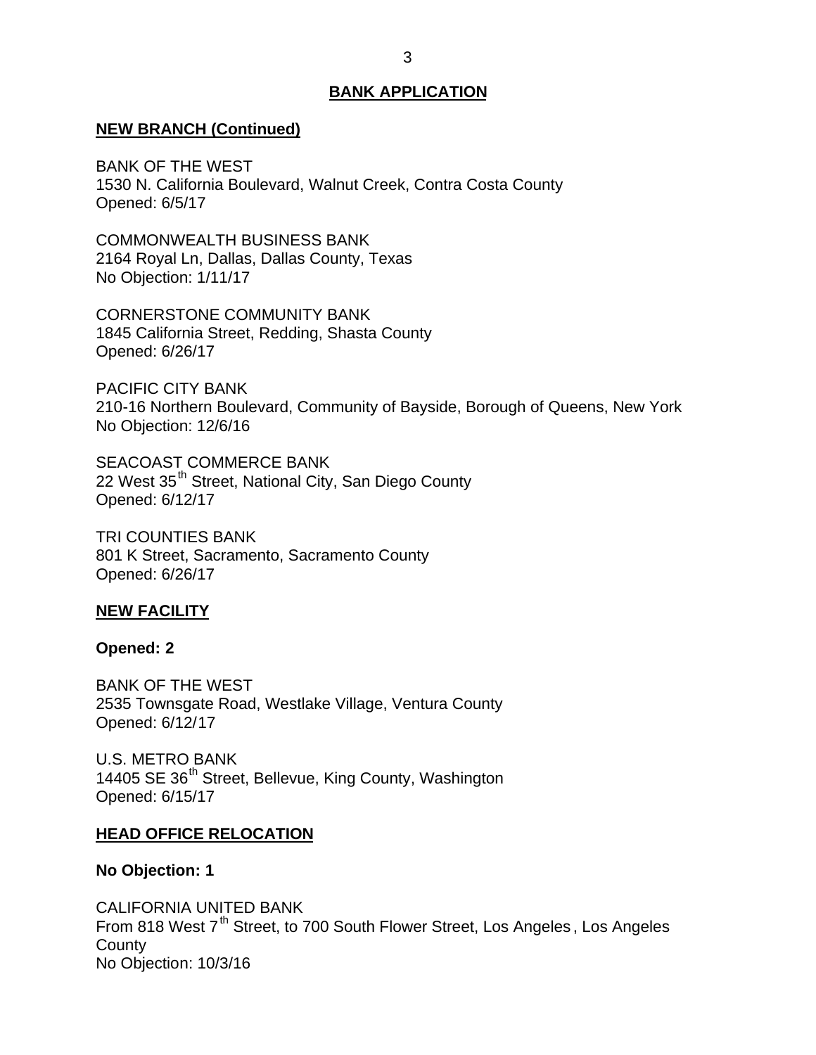## BANK APPLICATION

### NEW BRANCH (Continued)

BANK OF THE WEST
1530 N. California Boulevard, Walnut Creek, Contra Costa County
Opened: 6/5/17

COMMONWEALTH BUSINESS BANK
2164 Royal Ln, Dallas, Dallas County, Texas
No Objection: 1/11/17

CORNERSTONE COMMUNITY BANK
1845 California Street, Redding, Shasta County
Opened: 6/26/17

PACIFIC CITY BANK
210-16 Northern Boulevard, Community of Bayside, Borough of Queens, New York
No Objection: 12/6/16

SEACOAST COMMERCE BANK
22 West 35th Street, National City, San Diego County
Opened: 6/12/17

TRI COUNTIES BANK
801 K Street, Sacramento, Sacramento County
Opened: 6/26/17

### NEW FACILITY

**Opened: 2**

BANK OF THE WEST
2535 Townsgate Road, Westlake Village, Ventura County
Opened: 6/12/17

U.S. METRO BANK
14405 SE 36th Street, Bellevue, King County, Washington
Opened: 6/15/17

### HEAD OFFICE RELOCATION

**No Objection: 1**

CALIFORNIA UNITED BANK
From 818 West 7th Street, to 700 South Flower Street, Los Angeles, Los Angeles County
No Objection: 10/3/16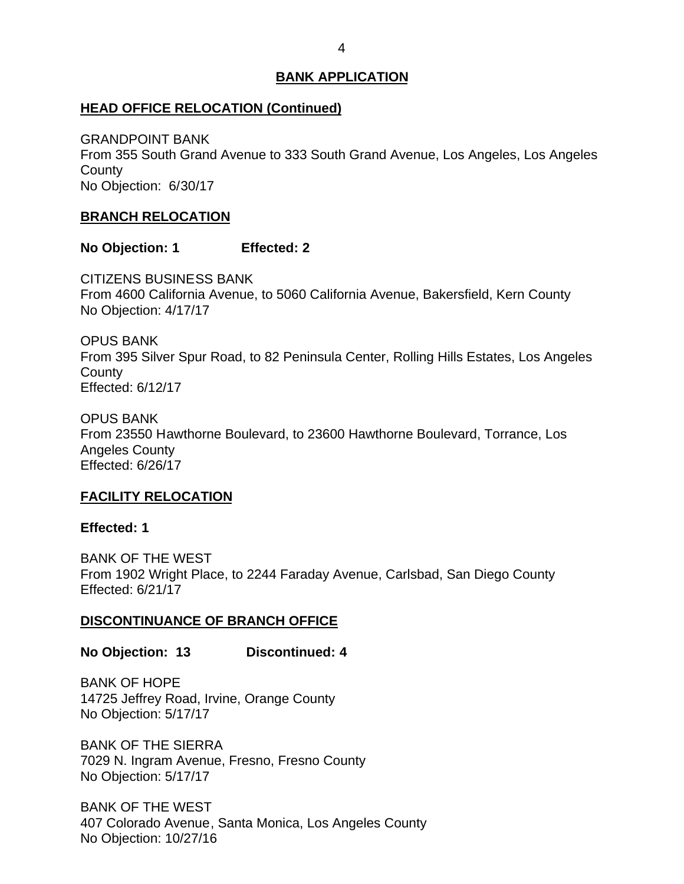## BANK APPLICATION

### HEAD OFFICE RELOCATION (Continued)

GRANDPOINT BANK
From 355 South Grand Avenue to 333 South Grand Avenue, Los Angeles, Los Angeles County
No Objection: 6/30/17

### BRANCH RELOCATION

**No Objection: 1 Effected: 2**

CITIZENS BUSINESS BANK
From 4600 California Avenue, to 5060 California Avenue, Bakersfield, Kern County
No Objection: 4/17/17

OPUS BANK
From 395 Silver Spur Road, to 82 Peninsula Center, Rolling Hills Estates, Los Angeles County
Effected: 6/12/17

OPUS BANK
From 23550 Hawthorne Boulevard, to 23600 Hawthorne Boulevard, Torrance, Los Angeles County
Effected: 6/26/17

### FACILITY RELOCATION

**Effected: 1**

BANK OF THE WEST
From 1902 Wright Place, to 2244 Faraday Avenue, Carlsbad, San Diego County
Effected: 6/21/17

### DISCONTINUANCE OF BRANCH OFFICE

**No Objection: 13 Discontinued: 4**

BANK OF HOPE
14725 Jeffrey Road, Irvine, Orange County
No Objection: 5/17/17

BANK OF THE SIERRA
7029 N. Ingram Avenue, Fresno, Fresno County
No Objection: 5/17/17

BANK OF THE WEST
407 Colorado Avenue, Santa Monica, Los Angeles County
No Objection: 10/27/16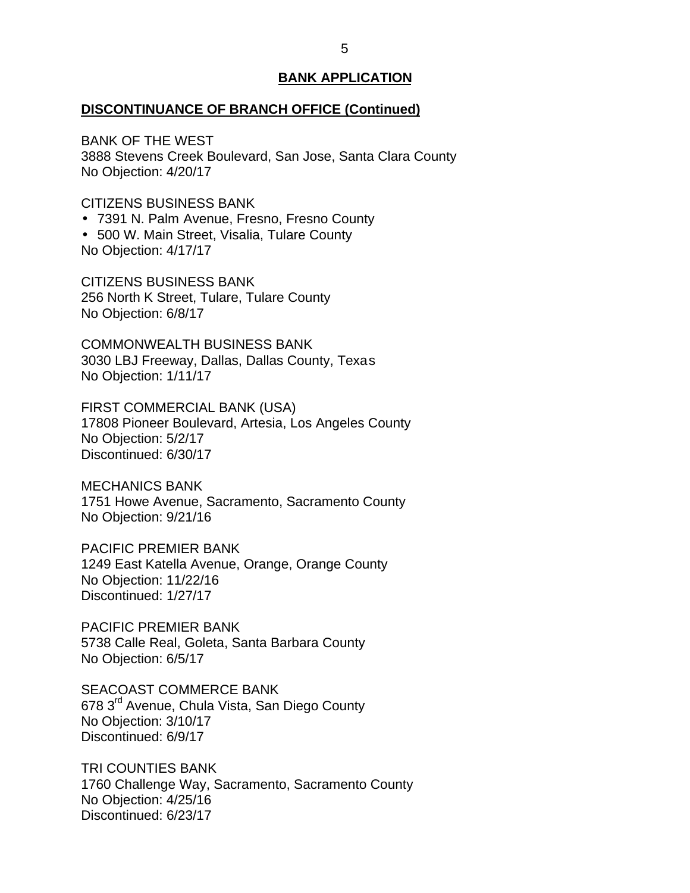## BANK APPLICATION

### DISCONTINUANCE OF BRANCH OFFICE (Continued)

BANK OF THE WEST
3888 Stevens Creek Boulevard, San Jose, Santa Clara County
No Objection: 4/20/17

CITIZENS BUSINESS BANK
- 7391 N. Palm Avenue, Fresno, Fresno County
- 500 W. Main Street, Visalia, Tulare County

No Objection: 4/17/17

CITIZENS BUSINESS BANK
256 North K Street, Tulare, Tulare County
No Objection: 6/8/17

COMMONWEALTH BUSINESS BANK
3030 LBJ Freeway, Dallas, Dallas County, Texas
No Objection: 1/11/17

FIRST COMMERCIAL BANK (USA)
17808 Pioneer Boulevard, Artesia, Los Angeles County
No Objection: 5/2/17
Discontinued: 6/30/17

MECHANICS BANK
1751 Howe Avenue, Sacramento, Sacramento County
No Objection: 9/21/16

PACIFIC PREMIER BANK
1249 East Katella Avenue, Orange, Orange County
No Objection: 11/22/16
Discontinued: 1/27/17

PACIFIC PREMIER BANK
5738 Calle Real, Goleta, Santa Barbara County
No Objection: 6/5/17

SEACOAST COMMERCE BANK
678 3rd Avenue, Chula Vista, San Diego County
No Objection: 3/10/17
Discontinued: 6/9/17

TRI COUNTIES BANK
1760 Challenge Way, Sacramento, Sacramento County
No Objection: 4/25/16
Discontinued: 6/23/17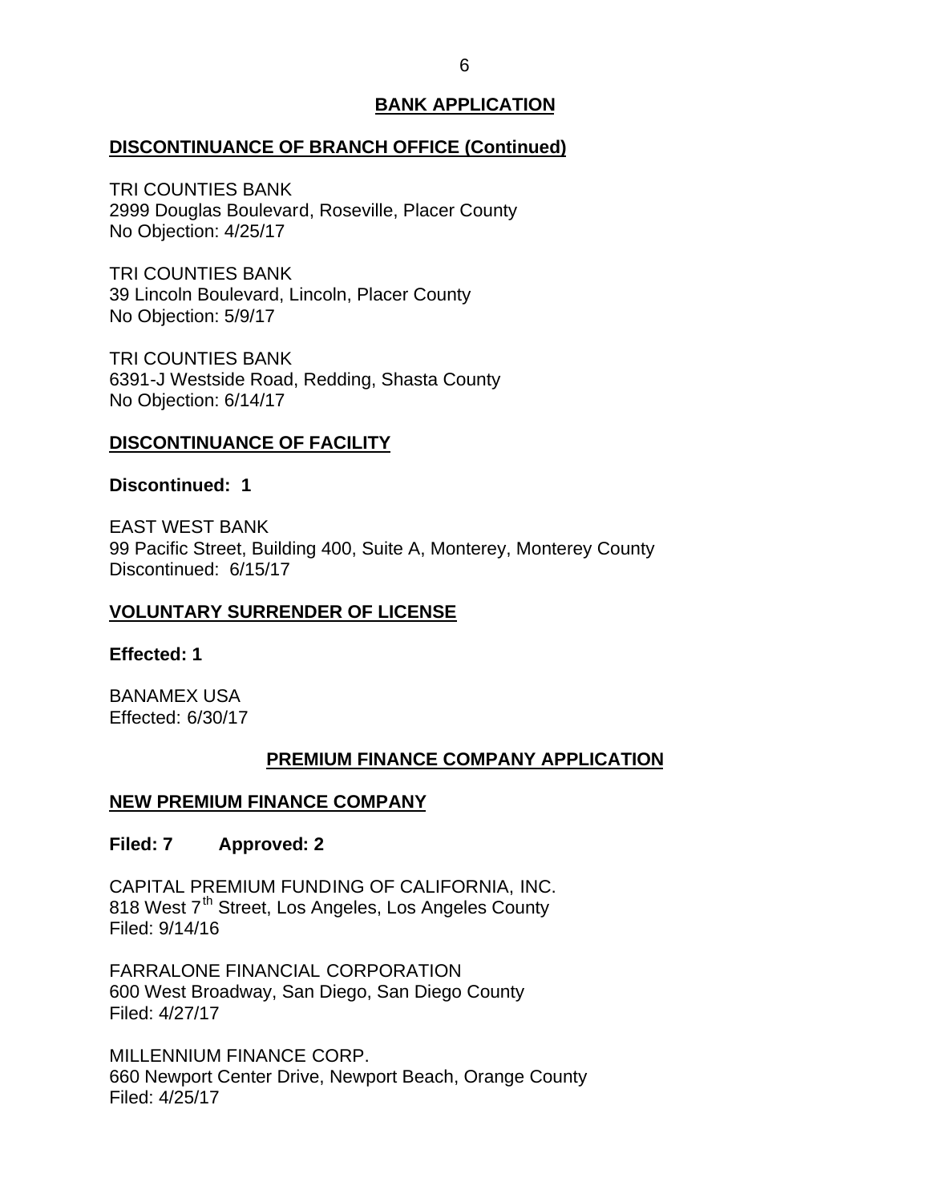## BANK APPLICATION

### DISCONTINUANCE OF BRANCH OFFICE (Continued)

TRI COUNTIES BANK
2999 Douglas Boulevard, Roseville, Placer County
No Objection: 4/25/17

TRI COUNTIES BANK
39 Lincoln Boulevard, Lincoln, Placer County
No Objection: 5/9/17

TRI COUNTIES BANK
6391-J Westside Road, Redding, Shasta County
No Objection: 6/14/17

### DISCONTINUANCE OF FACILITY

**Discontinued: 1**

EAST WEST BANK
99 Pacific Street, Building 400, Suite A, Monterey, Monterey County
Discontinued: 6/15/17

### VOLUNTARY SURRENDER OF LICENSE

**Effected: 1**

BANAMEX USA
Effected: 6/30/17

## PREMIUM FINANCE COMPANY APPLICATION

### NEW PREMIUM FINANCE COMPANY

**Filed: 7 Approved: 2**

CAPITAL PREMIUM FUNDING OF CALIFORNIA, INC.
818 West 7th Street, Los Angeles, Los Angeles County
Filed: 9/14/16

FARRALONE FINANCIAL CORPORATION
600 West Broadway, San Diego, San Diego County
Filed: 4/27/17

MILLENNIUM FINANCE CORP.
660 Newport Center Drive, Newport Beach, Orange County
Filed: 4/25/17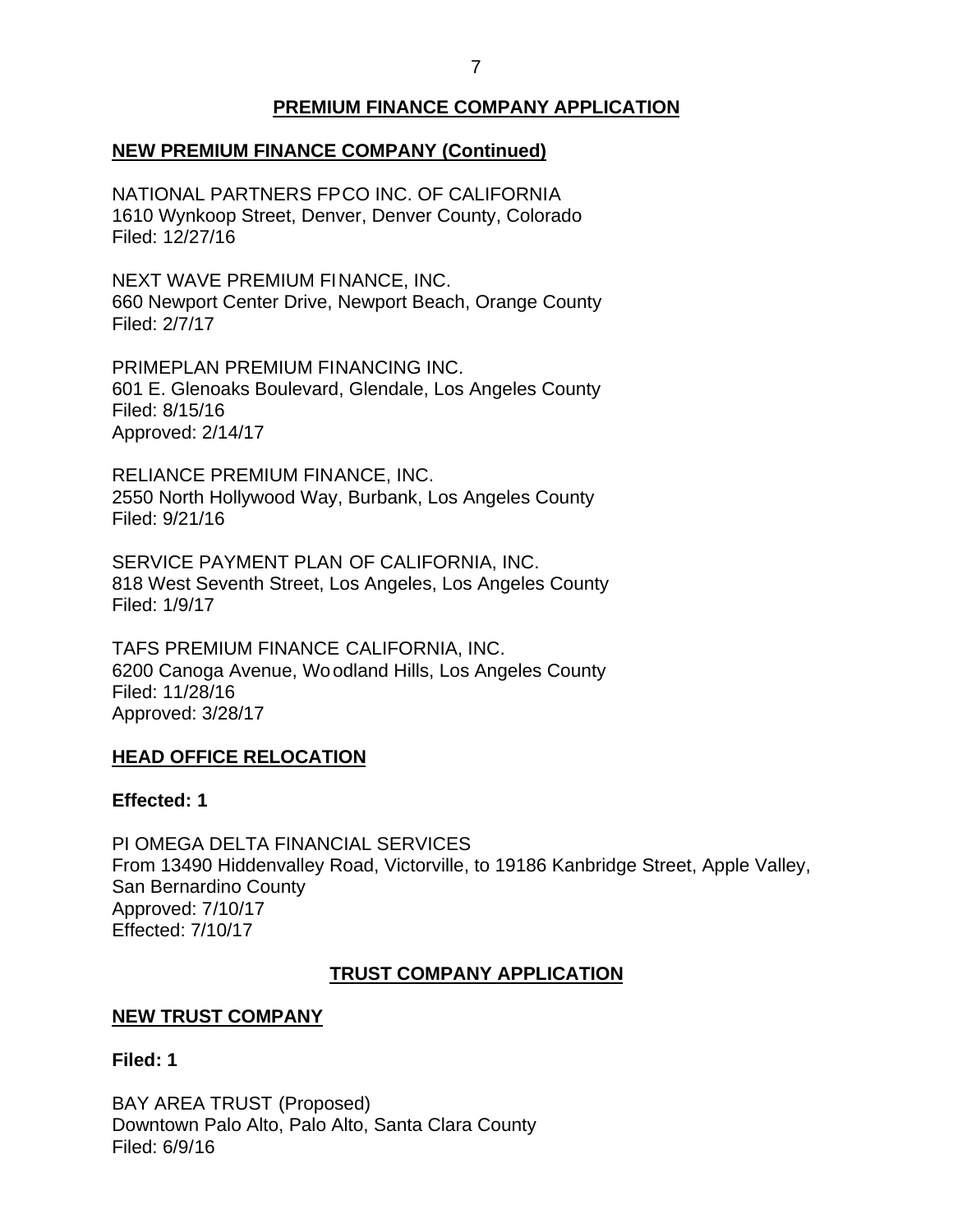## PREMIUM FINANCE COMPANY APPLICATION

### NEW PREMIUM FINANCE COMPANY (Continued)

NATIONAL PARTNERS FPCO INC. OF CALIFORNIA
1610 Wynkoop Street, Denver, Denver County, Colorado
Filed: 12/27/16

NEXT WAVE PREMIUM FINANCE, INC.
660 Newport Center Drive, Newport Beach, Orange County
Filed: 2/7/17

PRIMEPLAN PREMIUM FINANCING INC.
601 E. Glenoaks Boulevard, Glendale, Los Angeles County
Filed: 8/15/16
Approved: 2/14/17

RELIANCE PREMIUM FINANCE, INC.
2550 North Hollywood Way, Burbank, Los Angeles County
Filed: 9/21/16

SERVICE PAYMENT PLAN OF CALIFORNIA, INC.
818 West Seventh Street, Los Angeles, Los Angeles County
Filed: 1/9/17

TAFS PREMIUM FINANCE CALIFORNIA, INC.
6200 Canoga Avenue, Woodland Hills, Los Angeles County
Filed: 11/28/16
Approved: 3/28/17

### HEAD OFFICE RELOCATION

**Effected: 1**

PI OMEGA DELTA FINANCIAL SERVICES
From 13490 Hiddenvalley Road, Victorville, to 19186 Kanbridge Street, Apple Valley, San Bernardino County
Approved: 7/10/17
Effected: 7/10/17

## TRUST COMPANY APPLICATION

### NEW TRUST COMPANY

**Filed: 1**

BAY AREA TRUST (Proposed)
Downtown Palo Alto, Palo Alto, Santa Clara County
Filed: 6/9/16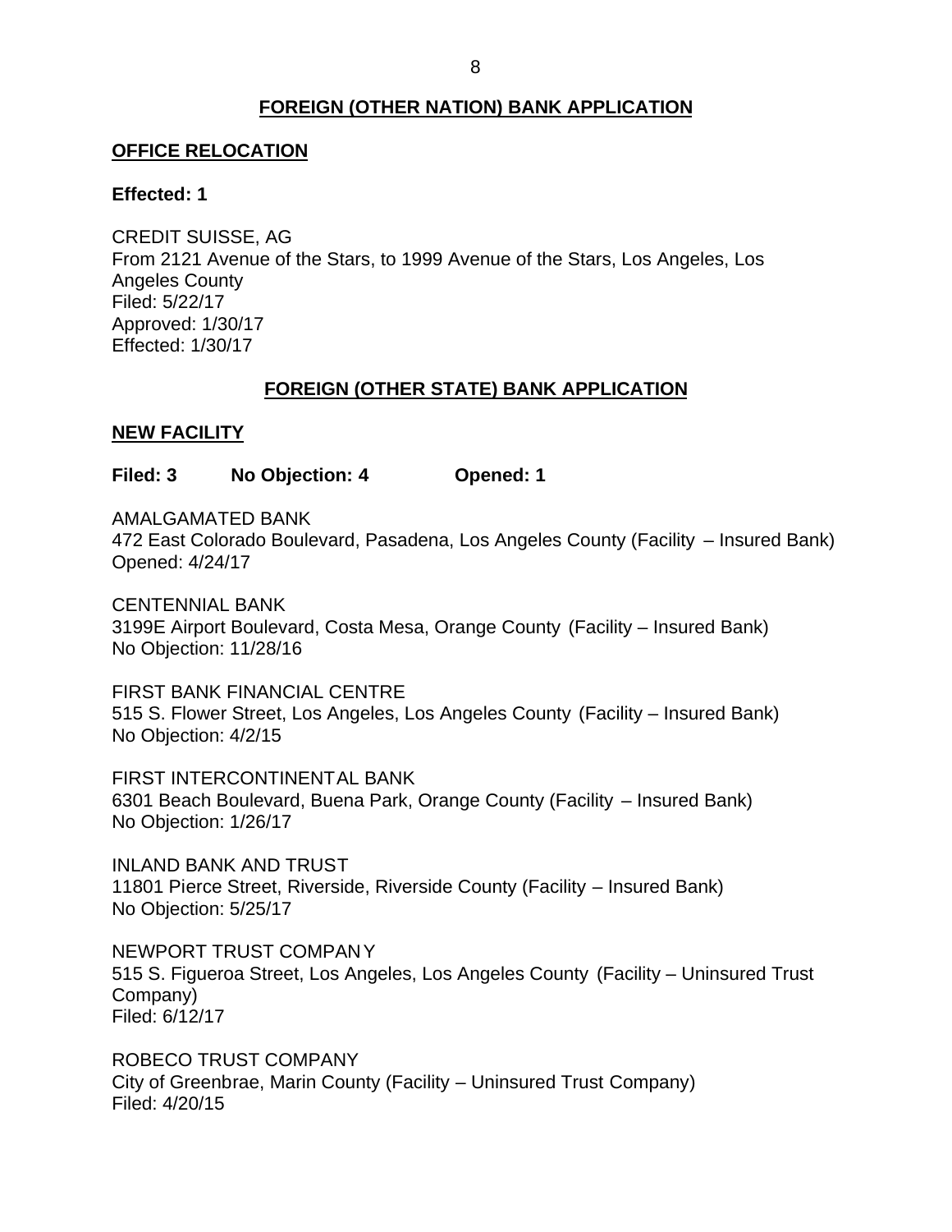## FOREIGN (OTHER NATION) BANK APPLICATION

### OFFICE RELOCATION

**Effected: 1**

CREDIT SUISSE, AG
From 2121 Avenue of the Stars, to 1999 Avenue of the Stars, Los Angeles, Los Angeles County
Filed: 5/22/17
Approved: 1/30/17
Effected: 1/30/17

## FOREIGN (OTHER STATE) BANK APPLICATION

### NEW FACILITY

**Filed: 3 No Objection: 4 Opened: 1**

AMALGAMATED BANK
472 East Colorado Boulevard, Pasadena, Los Angeles County (Facility – Insured Bank)
Opened: 4/24/17

CENTENNIAL BANK
3199E Airport Boulevard, Costa Mesa, Orange County (Facility – Insured Bank)
No Objection: 11/28/16

FIRST BANK FINANCIAL CENTRE
515 S. Flower Street, Los Angeles, Los Angeles County (Facility – Insured Bank)
No Objection: 4/2/15

FIRST INTERCONTINENTAL BANK
6301 Beach Boulevard, Buena Park, Orange County (Facility – Insured Bank)
No Objection: 1/26/17

INLAND BANK AND TRUST
11801 Pierce Street, Riverside, Riverside County (Facility – Insured Bank)
No Objection: 5/25/17

NEWPORT TRUST COMPANY
515 S. Figueroa Street, Los Angeles, Los Angeles County (Facility – Uninsured Trust Company)
Filed: 6/12/17

ROBECO TRUST COMPANY
City of Greenbrae, Marin County (Facility – Uninsured Trust Company)
Filed: 4/20/15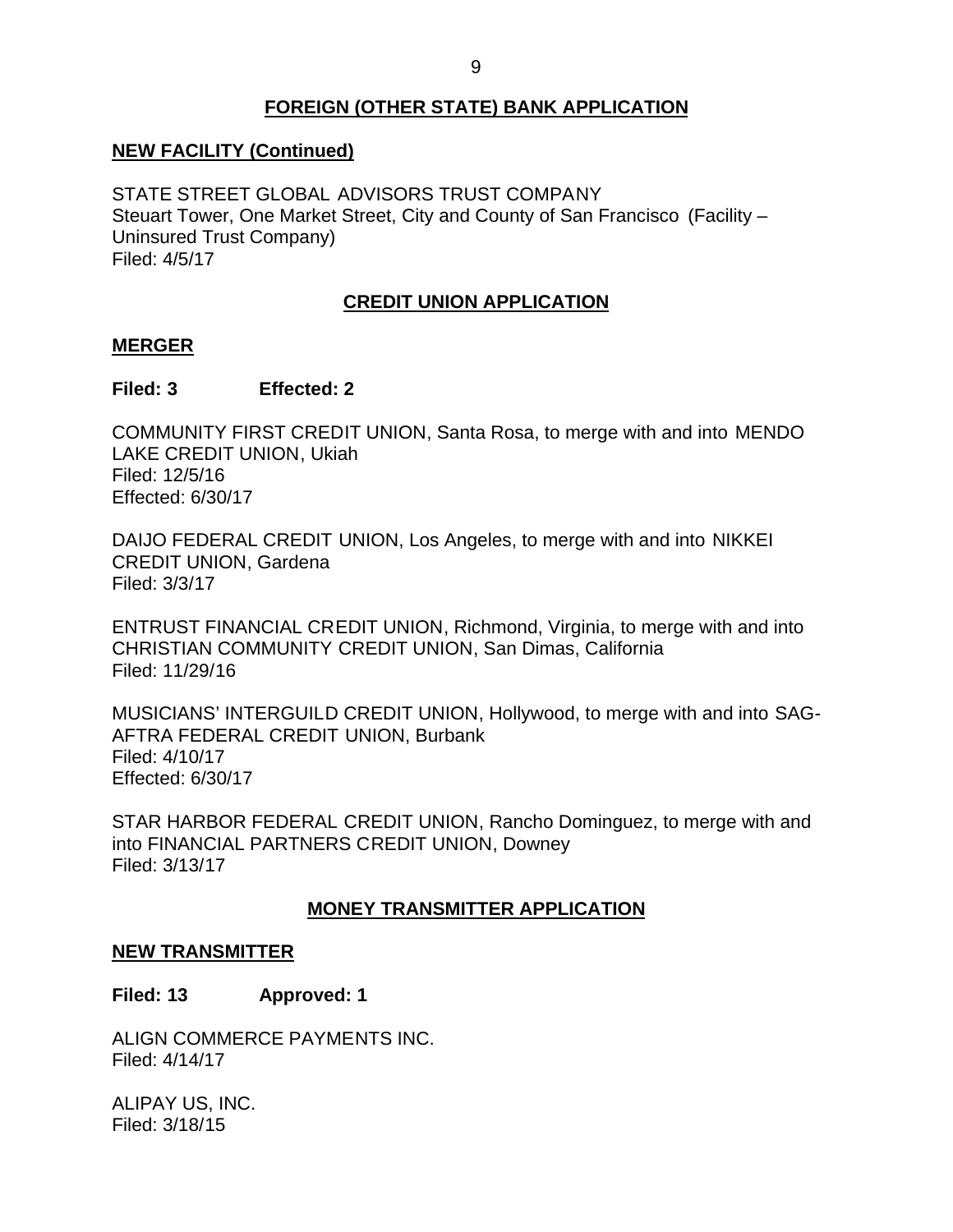## FOREIGN (OTHER STATE) BANK APPLICATION

### NEW FACILITY (Continued)

STATE STREET GLOBAL ADVISORS TRUST COMPANY
Steuart Tower, One Market Street, City and County of San Francisco (Facility – Uninsured Trust Company)
Filed: 4/5/17

## CREDIT UNION APPLICATION

### MERGER

**Filed: 3 Effected: 2**

COMMUNITY FIRST CREDIT UNION, Santa Rosa, to merge with and into MENDO LAKE CREDIT UNION, Ukiah
Filed: 12/5/16
Effected: 6/30/17

DAIJO FEDERAL CREDIT UNION, Los Angeles, to merge with and into NIKKEI CREDIT UNION, Gardena
Filed: 3/3/17

ENTRUST FINANCIAL CREDIT UNION, Richmond, Virginia, to merge with and into CHRISTIAN COMMUNITY CREDIT UNION, San Dimas, California
Filed: 11/29/16

MUSICIANS' INTERGUILD CREDIT UNION, Hollywood, to merge with and into SAG-AFTRA FEDERAL CREDIT UNION, Burbank
Filed: 4/10/17
Effected: 6/30/17

STAR HARBOR FEDERAL CREDIT UNION, Rancho Dominguez, to merge with and into FINANCIAL PARTNERS CREDIT UNION, Downey
Filed: 3/13/17

## MONEY TRANSMITTER APPLICATION

### NEW TRANSMITTER

**Filed: 13 Approved: 1**

ALIGN COMMERCE PAYMENTS INC.
Filed: 4/14/17

ALIPAY US, INC.
Filed: 3/18/15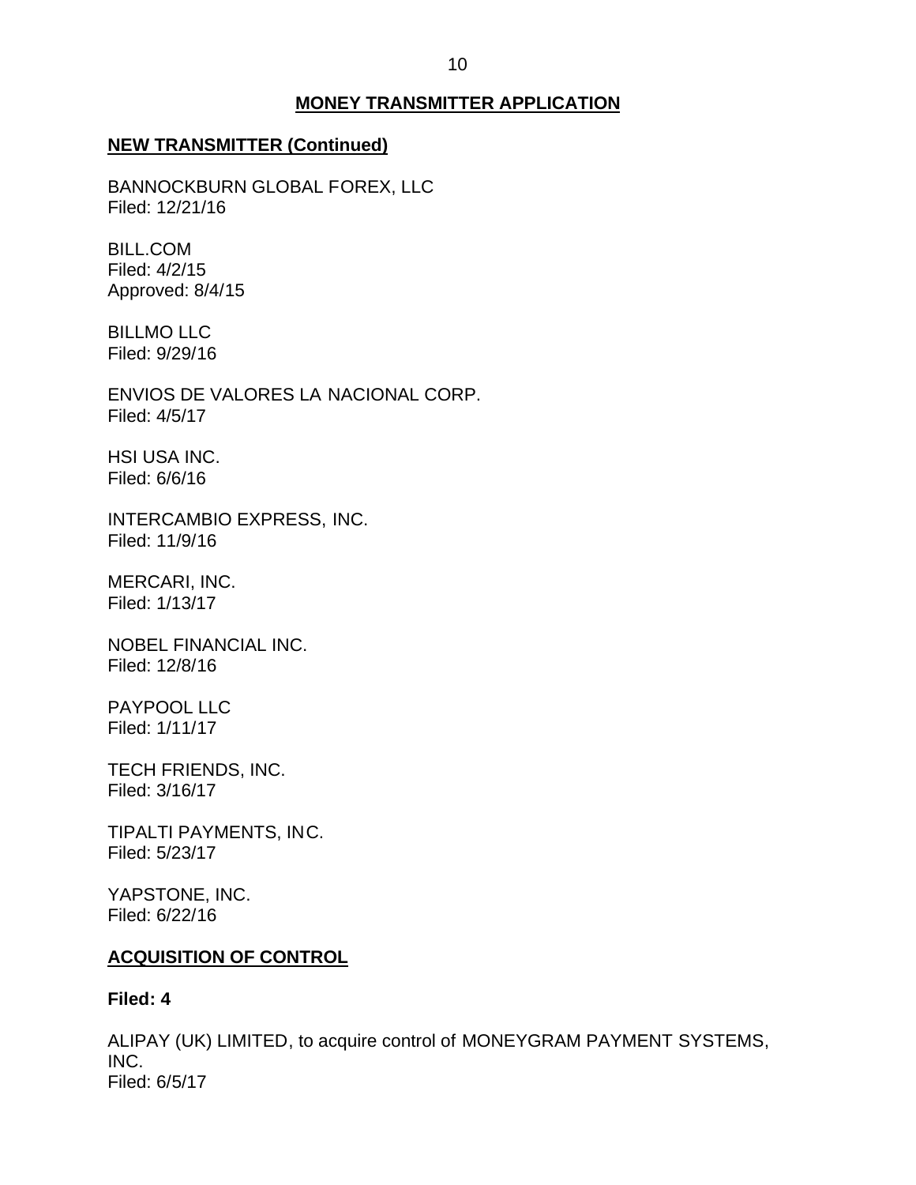## MONEY TRANSMITTER APPLICATION

### NEW TRANSMITTER (Continued)

BANNOCKBURN GLOBAL FOREX, LLC
Filed: 12/21/16

BILL.COM
Filed: 4/2/15
Approved: 8/4/15

BILLMO LLC
Filed: 9/29/16

ENVIOS DE VALORES LA NACIONAL CORP.
Filed: 4/5/17

HSI USA INC.
Filed: 6/6/16

INTERCAMBIO EXPRESS, INC.
Filed: 11/9/16

MERCARI, INC.
Filed: 1/13/17

NOBEL FINANCIAL INC.
Filed: 12/8/16

PAYPOOL LLC
Filed: 1/11/17

TECH FRIENDS, INC.
Filed: 3/16/17

TIPALTI PAYMENTS, INC.
Filed: 5/23/17

YAPSTONE, INC.
Filed: 6/22/16

### ACQUISITION OF CONTROL

**Filed: 4**

ALIPAY (UK) LIMITED, to acquire control of MONEYGRAM PAYMENT SYSTEMS, INC.
Filed: 6/5/17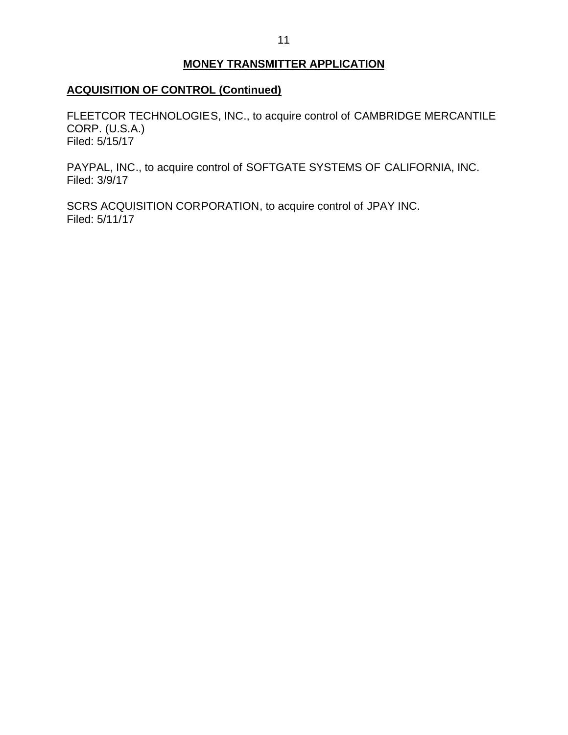## MONEY TRANSMITTER APPLICATION

### ACQUISITION OF CONTROL (Continued)

FLEETCOR TECHNOLOGIES, INC., to acquire control of CAMBRIDGE MERCANTILE CORP. (U.S.A.)
Filed: 5/15/17

PAYPAL, INC., to acquire control of SOFTGATE SYSTEMS OF CALIFORNIA, INC.
Filed: 3/9/17

SCRS ACQUISITION CORPORATION, to acquire control of JPAY INC.
Filed: 5/11/17